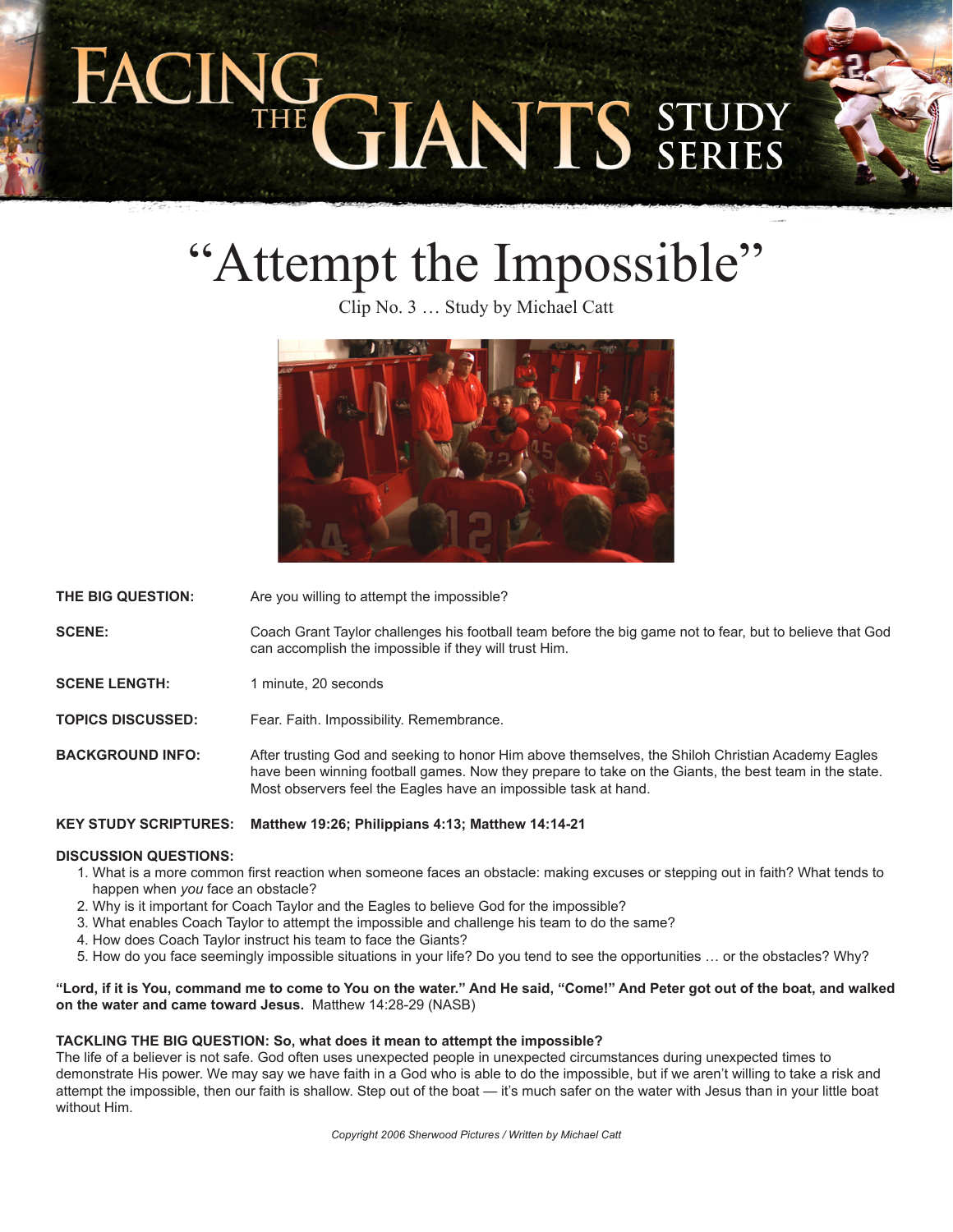# FACING THE GIANTS STUDY SERIES

## "Attempt the Impossible"

Clip No. 3 … Study by Michael Catt

**THE BIG QUESTION:** Are you willing to attempt the impossible?

**SCENE:** Coach Grant Taylor challenges his football team before the big game not to fear, but to believe that God can accomplish the impossible if they will trust Him.

**SCENE LENGTH:** 1 minute, 20 seconds

**TOPICS DISCUSSED:** Fear. Faith. Impossibility. Remembrance.

**BACKGROUND INFO:** After trusting God and seeking to honor Him above themselves, the Shiloh Christian Academy Eagles have been winning football games. Now they prepare to take on the Giants, the best team in the state. Most observers feel the Eagles have an impossible task at hand.

**KEY STUDY SCRIPTURES: Matthew 19:26; Philippians 4:13; Matthew 14:14-21**

**DISCUSSION QUESTIONS:**

1. What is a more common first reaction when someone faces an obstacle: making excuses or stepping out in faith? What tends to happen when *you* face an obstacle?
2. Why is it important for Coach Taylor and the Eagles to believe God for the impossible?
3. What enables Coach Taylor to attempt the impossible and challenge his team to do the same?
4. How does Coach Taylor instruct his team to face the Giants?
5. How do you face seemingly impossible situations in your life? Do you tend to see the opportunities … or the obstacles? Why?

**"Lord, if it is You, command me to come to You on the water." And He said, "Come!" And Peter got out of the boat, and walked on the water and came toward Jesus.** Matthew 14:28-29 (NASB)

**TACKLING THE BIG QUESTION: So, what does it mean to attempt the impossible?**

The life of a believer is not safe. God often uses unexpected people in unexpected circumstances during unexpected times to demonstrate His power. We may say we have faith in a God who is able to do the impossible, but if we aren't willing to take a risk and attempt the impossible, then our faith is shallow. Step out of the boat — it's much safer on the water with Jesus than in your little boat without Him.

*Copyright 2006 Sherwood Pictures / Written by Michael Catt*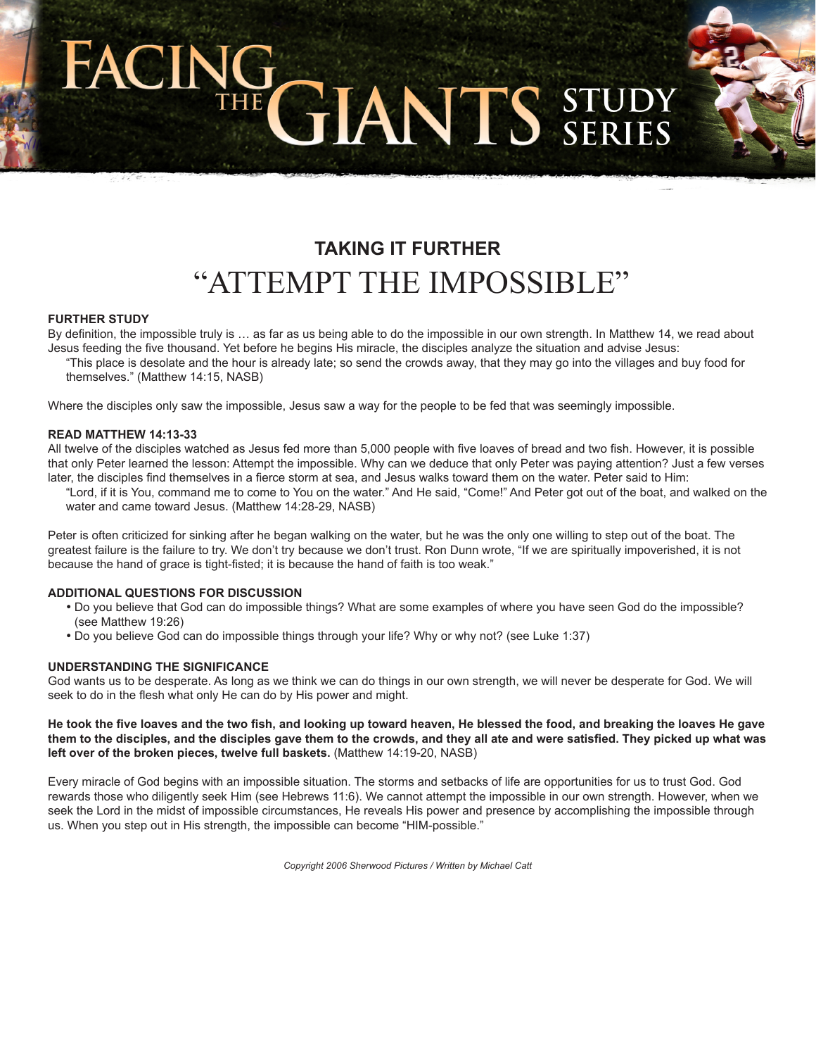# FACING THE GIANTS STUDY SERIES

## TAKING IT FURTHER

# "ATTEMPT THE IMPOSSIBLE"

### FURTHER STUDY

By definition, the impossible truly is … as far as us being able to do the impossible in our own strength. In Matthew 14, we read about Jesus feeding the five thousand. Yet before he begins His miracle, the disciples analyze the situation and advise Jesus:

> "This place is desolate and the hour is already late; so send the crowds away, that they may go into the villages and buy food for themselves." (Matthew 14:15, NASB)

Where the disciples only saw the impossible, Jesus saw a way for the people to be fed that was seemingly impossible.

### READ MATTHEW 14:13-33

All twelve of the disciples watched as Jesus fed more than 5,000 people with five loaves of bread and two fish. However, it is possible that only Peter learned the lesson: Attempt the impossible. Why can we deduce that only Peter was paying attention? Just a few verses later, the disciples find themselves in a fierce storm at sea, and Jesus walks toward them on the water. Peter said to Him:

> "Lord, if it is You, command me to come to You on the water." And He said, "Come!" And Peter got out of the boat, and walked on the water and came toward Jesus. (Matthew 14:28-29, NASB)

Peter is often criticized for sinking after he began walking on the water, but he was the only one willing to step out of the boat. The greatest failure is the failure to try. We don't try because we don't trust. Ron Dunn wrote, "If we are spiritually impoverished, it is not because the hand of grace is tight-fisted; it is because the hand of faith is too weak."

### ADDITIONAL QUESTIONS FOR DISCUSSION

- Do you believe that God can do impossible things? What are some examples of where you have seen God do the impossible? (see Matthew 19:26)
- Do you believe God can do impossible things through your life? Why or why not? (see Luke 1:37)

### UNDERSTANDING THE SIGNIFICANCE

God wants us to be desperate. As long as we think we can do things in our own strength, we will never be desperate for God. We will seek to do in the flesh what only He can do by His power and might.

**He took the five loaves and the two fish, and looking up toward heaven, He blessed the food, and breaking the loaves He gave them to the disciples, and the disciples gave them to the crowds, and they all ate and were satisfied. They picked up what was left over of the broken pieces, twelve full baskets.** (Matthew 14:19-20, NASB)

Every miracle of God begins with an impossible situation. The storms and setbacks of life are opportunities for us to trust God. God rewards those who diligently seek Him (see Hebrews 11:6). We cannot attempt the impossible in our own strength. However, when we seek the Lord in the midst of impossible circumstances, He reveals His power and presence by accomplishing the impossible through us. When you step out in His strength, the impossible can become "HIM-possible."

*Copyright 2006 Sherwood Pictures / Written by Michael Catt*